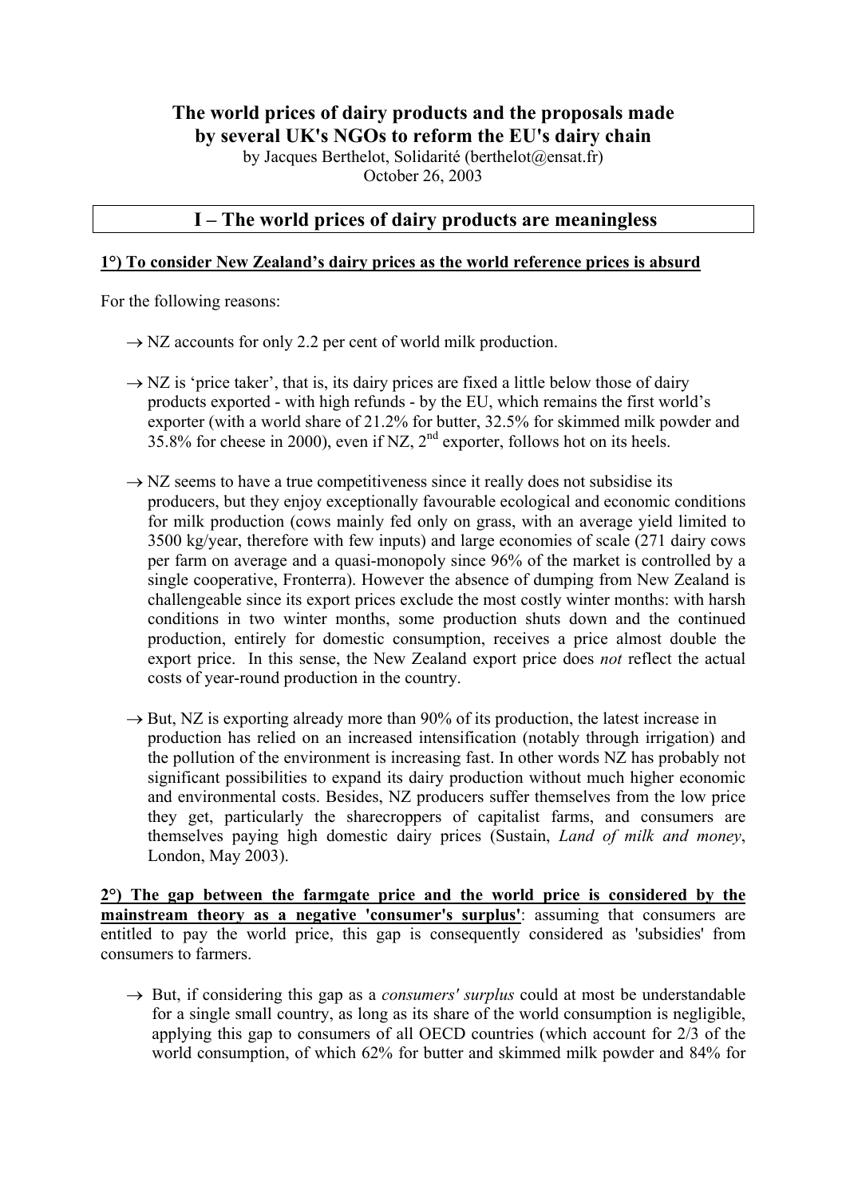# The world prices of dairy products and the proposals made by several UK's NGOs to reform the EU's dairy chain

by Jacques Berthelot, Solidarité (berthelot@ensat.fr)
October 26, 2003

## I – The world prices of dairy products are meaningless

### 1°) To consider New Zealand's dairy prices as the world reference prices is absurd

For the following reasons:

→ NZ accounts for only 2.2 per cent of world milk production.

→ NZ is 'price taker', that is, its dairy prices are fixed a little below those of dairy products exported - with high refunds - by the EU, which remains the first world's exporter (with a world share of 21.2% for butter, 32.5% for skimmed milk powder and 35.8% for cheese in 2000), even if NZ, 2nd exporter, follows hot on its heels.

→ NZ seems to have a true competitiveness since it really does not subsidise its producers, but they enjoy exceptionally favourable ecological and economic conditions for milk production (cows mainly fed only on grass, with an average yield limited to 3500 kg/year, therefore with few inputs) and large economies of scale (271 dairy cows per farm on average and a quasi-monopoly since 96% of the market is controlled by a single cooperative, Fronterra). However the absence of dumping from New Zealand is challengeable since its export prices exclude the most costly winter months: with harsh conditions in two winter months, some production shuts down and the continued production, entirely for domestic consumption, receives a price almost double the export price. In this sense, the New Zealand export price does *not* reflect the actual costs of year-round production in the country.

→ But, NZ is exporting already more than 90% of its production, the latest increase in production has relied on an increased intensification (notably through irrigation) and the pollution of the environment is increasing fast. In other words NZ has probably not significant possibilities to expand its dairy production without much higher economic and environmental costs. Besides, NZ producers suffer themselves from the low price they get, particularly the sharecroppers of capitalist farms, and consumers are themselves paying high domestic dairy prices (Sustain, *Land of milk and money*, London, May 2003).

**2°) The gap between the farmgate price and the world price is considered by the mainstream theory as a negative 'consumer's surplus'**: assuming that consumers are entitled to pay the world price, this gap is consequently considered as 'subsidies' from consumers to farmers.

→ But, if considering this gap as a *consumers' surplus* could at most be understandable for a single small country, as long as its share of the world consumption is negligible, applying this gap to consumers of all OECD countries (which account for 2/3 of the world consumption, of which 62% for butter and skimmed milk powder and 84% for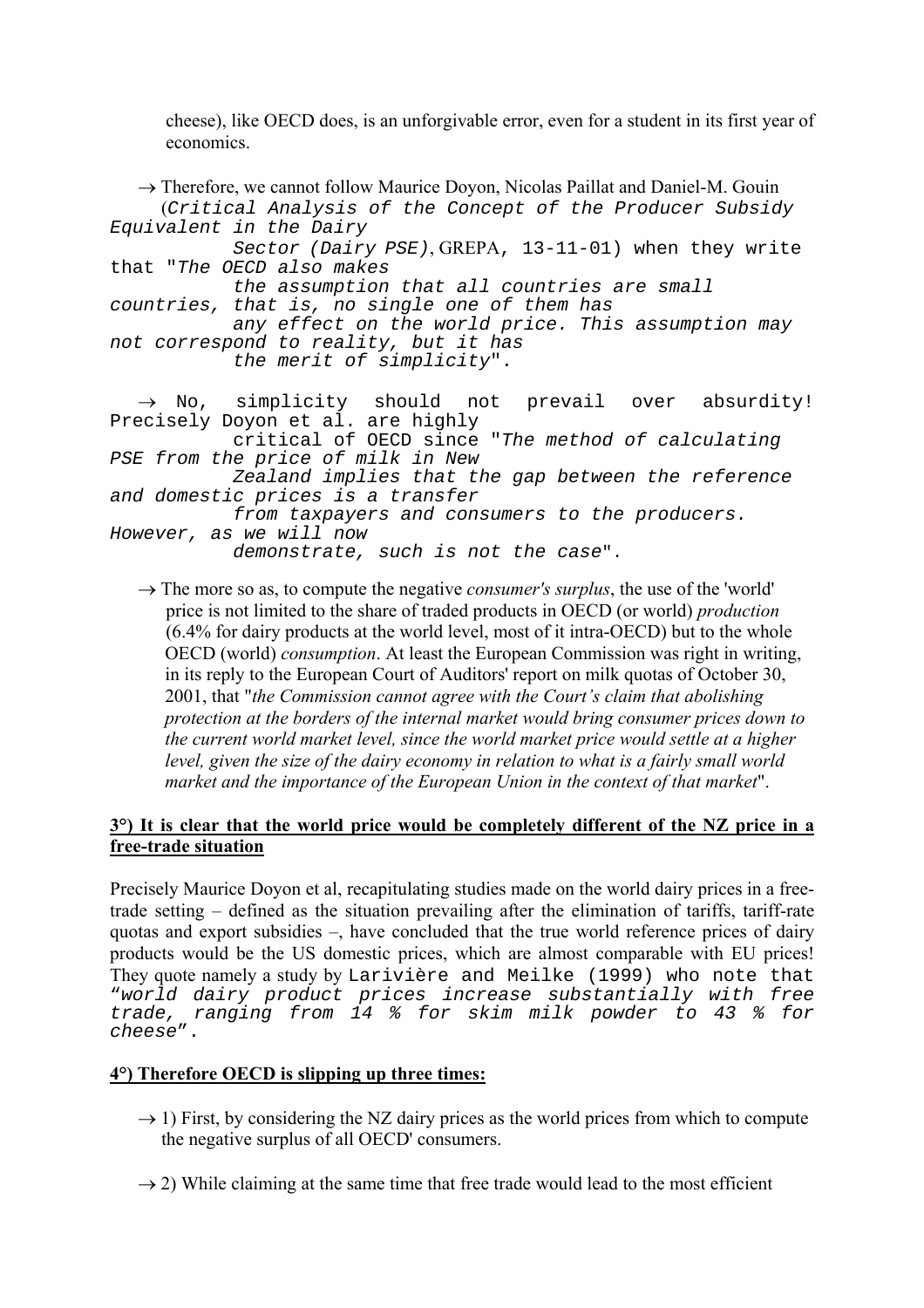cheese), like OECD does, is an unforgivable error, even for a student in its first year of economics.

→ Therefore, we cannot follow Maurice Doyon, Nicolas Paillat and Daniel-M. Gouin (*Critical Analysis of the Concept of the Producer Subsidy Equivalent in the Dairy Sector (Dairy PSE)*, GREPA, 13-11-01) when they write that "*The OECD also makes the assumption that all countries are small countries, that is, no single one of them has any effect on the world price. This assumption may not correspond to reality, but it has the merit of simplicity*".

→ No, simplicity should not prevail over absurdity! Precisely Doyon et al. are highly critical of OECD since "*The method of calculating PSE from the price of milk in New Zealand implies that the gap between the reference and domestic prices is a transfer from taxpayers and consumers to the producers. However, as we will now demonstrate, such is not the case*".

→ The more so as, to compute the negative *consumer's surplus*, the use of the 'world' price is not limited to the share of traded products in OECD (or world) *production* (6.4% for dairy products at the world level, most of it intra-OECD) but to the whole OECD (world) *consumption*. At least the European Commission was right in writing, in its reply to the European Court of Auditors' report on milk quotas of October 30, 2001, that "*the Commission cannot agree with the Court's claim that abolishing protection at the borders of the internal market would bring consumer prices down to the current world market level, since the world market price would settle at a higher level, given the size of the dairy economy in relation to what is a fairly small world market and the importance of the European Union in the context of that market*".

**3°) It is clear that the world price would be completely different of the NZ price in a free-trade situation**

Precisely Maurice Doyon et al, recapitulating studies made on the world dairy prices in a free-trade setting – defined as the situation prevailing after the elimination of tariffs, tariff-rate quotas and export subsidies –, have concluded that the true world reference prices of dairy products would be the US domestic prices, which are almost comparable with EU prices! They quote namely a study by Larivière and Meilke (1999) who note that "*world dairy product prices increase substantially with free trade, ranging from 14 % for skim milk powder to 43 % for cheese*".

**4°) Therefore OECD is slipping up three times:**

→ 1) First, by considering the NZ dairy prices as the world prices from which to compute the negative surplus of all OECD' consumers.

→ 2) While claiming at the same time that free trade would lead to the most efficient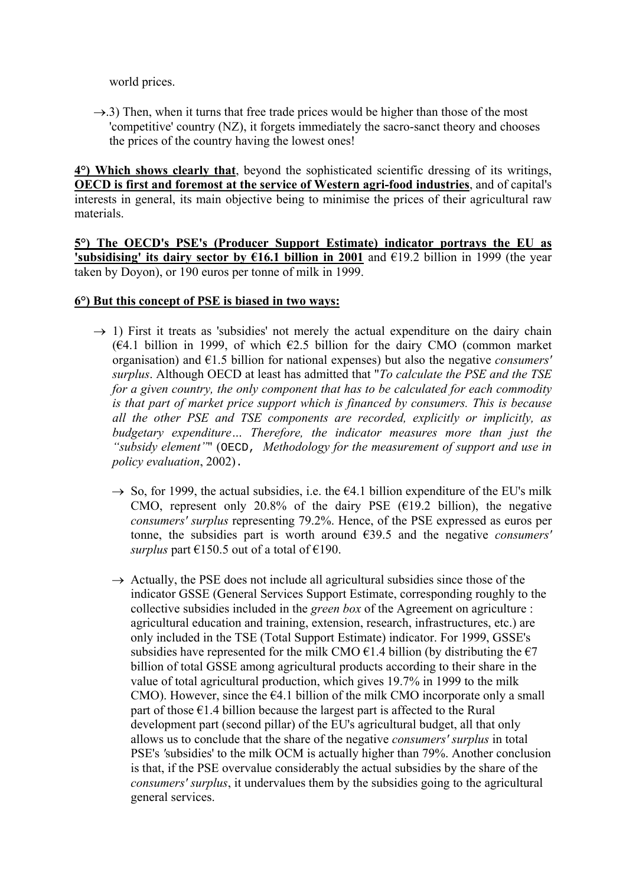world prices.

→.3) Then, when it turns that free trade prices would be higher than those of the most 'competitive' country (NZ), it forgets immediately the sacro-sanct theory and chooses the prices of the country having the lowest ones!

**<u>4°) Which shows clearly that</u>**, beyond the sophisticated scientific dressing of its writings, **<u>OECD is first and foremost at the service of Western agri-food industries</u>**, and of capital's interests in general, its main objective being to minimise the prices of their agricultural raw materials.

**<u>5°) The OECD's PSE's (Producer Support Estimate) indicator portrays the EU as 'subsidising' its dairy sector by €16.1 billion in 2001</u>** and €19.2 billion in 1999 (the year taken by Doyon), or 190 euros per tonne of milk in 1999.

**<u>6°) But this concept of PSE is biased in two ways:</u>**

→ 1) First it treats as 'subsidies' not merely the actual expenditure on the dairy chain (€4.1 billion in 1999, of which €2.5 billion for the dairy CMO (common market organisation) and €1.5 billion for national expenses) but also the negative *consumers' surplus*. Although OECD at least has admitted that "*To calculate the PSE and the TSE for a given country, the only component that has to be calculated for each commodity is that part of market price support which is financed by consumers. This is because all the other PSE and TSE components are recorded, explicitly or implicitly, as budgetary expenditure… Therefore, the indicator measures more than just the "subsidy element"*" (OECD, *Methodology for the measurement of support and use in policy evaluation*, 2002).

→ So, for 1999, the actual subsidies, i.e. the €4.1 billion expenditure of the EU's milk CMO, represent only 20.8% of the dairy PSE (€19.2 billion), the negative *consumers' surplus* representing 79.2%. Hence, of the PSE expressed as euros per tonne, the subsidies part is worth around €39.5 and the negative *consumers' surplus* part €150.5 out of a total of €190.

→ Actually, the PSE does not include all agricultural subsidies since those of the indicator GSSE (General Services Support Estimate, corresponding roughly to the collective subsidies included in the *green box* of the Agreement on agriculture : agricultural education and training, extension, research, infrastructures, etc.) are only included in the TSE (Total Support Estimate) indicator. For 1999, GSSE's subsidies have represented for the milk CMO €1.4 billion (by distributing the €7 billion of total GSSE among agricultural products according to their share in the value of total agricultural production, which gives 19.7% in 1999 to the milk CMO). However, since the €4.1 billion of the milk CMO incorporate only a small part of those €1.4 billion because the largest part is affected to the Rural development part (second pillar) of the EU's agricultural budget, all that only allows us to conclude that the share of the negative *consumers' surplus* in total PSE's 'subsidies' to the milk OCM is actually higher than 79%. Another conclusion is that, if the PSE overvalue considerably the actual subsidies by the share of the *consumers' surplus*, it undervalues them by the subsidies going to the agricultural general services.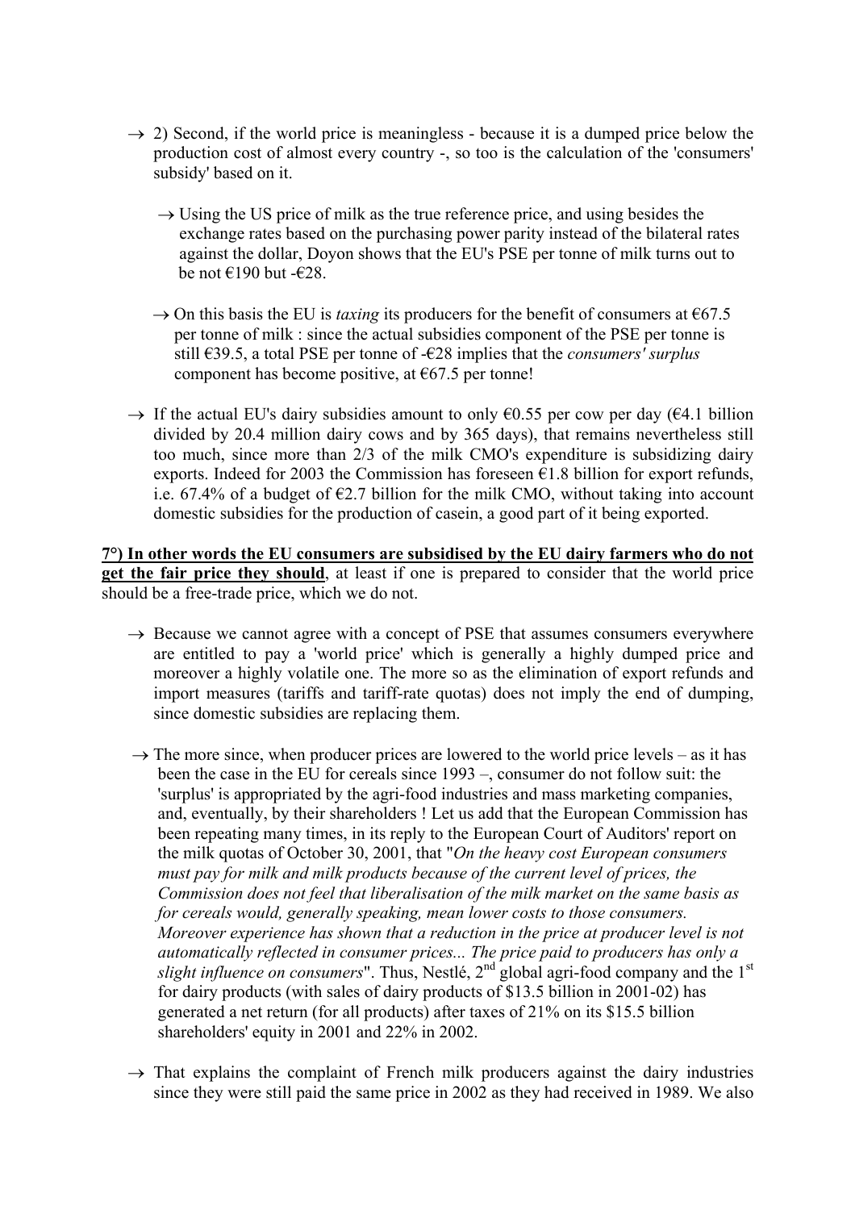→ 2) Second, if the world price is meaningless - because it is a dumped price below the production cost of almost every country -, so too is the calculation of the 'consumers' subsidy' based on it.

→ Using the US price of milk as the true reference price, and using besides the exchange rates based on the purchasing power parity instead of the bilateral rates against the dollar, Doyon shows that the EU's PSE per tonne of milk turns out to be not €190 but -€28.

→ On this basis the EU is *taxing* its producers for the benefit of consumers at €67.5 per tonne of milk : since the actual subsidies component of the PSE per tonne is still €39.5, a total PSE per tonne of -€28 implies that the *consumers' surplus* component has become positive, at €67.5 per tonne!

→ If the actual EU's dairy subsidies amount to only €0.55 per cow per day (€4.1 billion divided by 20.4 million dairy cows and by 365 days), that remains nevertheless still too much, since more than 2/3 of the milk CMO's expenditure is subsidizing dairy exports. Indeed for 2003 the Commission has foreseen €1.8 billion for export refunds, i.e. 67.4% of a budget of €2.7 billion for the milk CMO, without taking into account domestic subsidies for the production of casein, a good part of it being exported.

**<u>7°) In other words the EU consumers are subsidised by the EU dairy farmers who do not get the fair price they should</u>**, at least if one is prepared to consider that the world price should be a free-trade price, which we do not.

→ Because we cannot agree with a concept of PSE that assumes consumers everywhere are entitled to pay a 'world price' which is generally a highly dumped price and moreover a highly volatile one. The more so as the elimination of export refunds and import measures (tariffs and tariff-rate quotas) does not imply the end of dumping, since domestic subsidies are replacing them.

→ The more since, when producer prices are lowered to the world price levels – as it has been the case in the EU for cereals since 1993 –, consumer do not follow suit: the 'surplus' is appropriated by the agri-food industries and mass marketing companies, and, eventually, by their shareholders ! Let us add that the European Commission has been repeating many times, in its reply to the European Court of Auditors' report on the milk quotas of October 30, 2001, that "*On the heavy cost European consumers must pay for milk and milk products because of the current level of prices, the Commission does not feel that liberalisation of the milk market on the same basis as for cereals would, generally speaking, mean lower costs to those consumers. Moreover experience has shown that a reduction in the price at producer level is not automatically reflected in consumer prices... The price paid to producers has only a slight influence on consumers*". Thus, Nestlé, 2nd global agri-food company and the 1st for dairy products (with sales of dairy products of $13.5 billion in 2001-02) has generated a net return (for all products) after taxes of 21% on its $15.5 billion shareholders' equity in 2001 and 22% in 2002.

→ That explains the complaint of French milk producers against the dairy industries since they were still paid the same price in 2002 as they had received in 1989. We also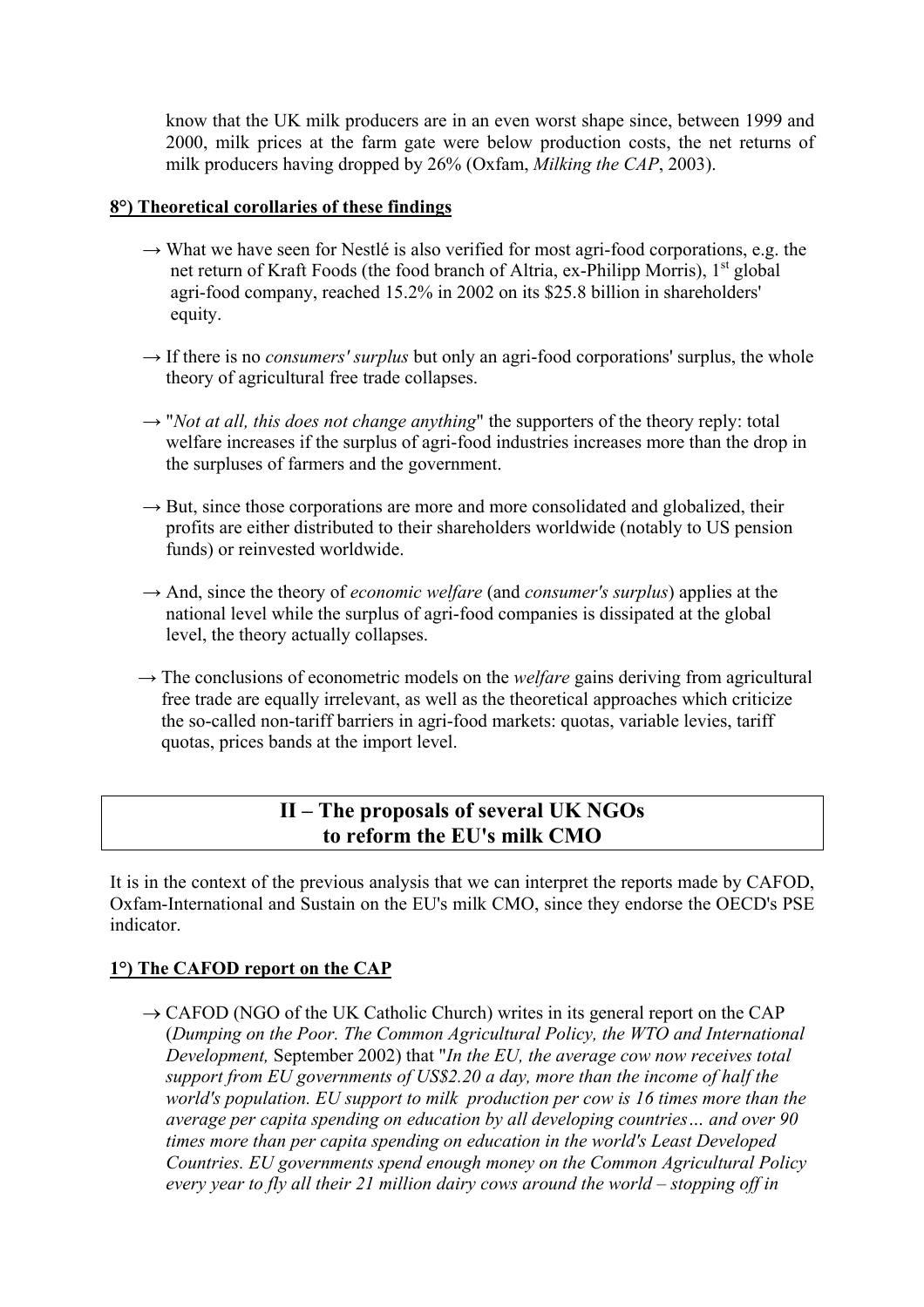know that the UK milk producers are in an even worst shape since, between 1999 and 2000, milk prices at the farm gate were below production costs, the net returns of milk producers having dropped by 26% (Oxfam, *Milking the CAP*, 2003).

**8°) Theoretical corollaries of these findings**

→ What we have seen for Nestlé is also verified for most agri-food corporations, e.g. the net return of Kraft Foods (the food branch of Altria, ex-Philipp Morris), 1st global agri-food company, reached 15.2% in 2002 on its $25.8 billion in shareholders' equity.

→ If there is no *consumers' surplus* but only an agri-food corporations' surplus, the whole theory of agricultural free trade collapses.

→ "*Not at all, this does not change anything*" the supporters of the theory reply: total welfare increases if the surplus of agri-food industries increases more than the drop in the surpluses of farmers and the government.

→ But, since those corporations are more and more consolidated and globalized, their profits are either distributed to their shareholders worldwide (notably to US pension funds) or reinvested worldwide.

→ And, since the theory of *economic welfare* (and *consumer's surplus*) applies at the national level while the surplus of agri-food companies is dissipated at the global level, the theory actually collapses.

→ The conclusions of econometric models on the *welfare* gains deriving from agricultural free trade are equally irrelevant, as well as the theoretical approaches which criticize the so-called non-tariff barriers in agri-food markets: quotas, variable levies, tariff quotas, prices bands at the import level.

## II – The proposals of several UK NGOs to reform the EU's milk CMO

It is in the context of the previous analysis that we can interpret the reports made by CAFOD, Oxfam-International and Sustain on the EU's milk CMO, since they endorse the OECD's PSE indicator.

**1°) The CAFOD report on the CAP**

→ CAFOD (NGO of the UK Catholic Church) writes in its general report on the CAP (*Dumping on the Poor. The Common Agricultural Policy, the WTO and International Development,* September 2002) that "*In the EU, the average cow now receives total support from EU governments of US$2.20 a day, more than the income of half the world's population. EU support to milk production per cow is 16 times more than the average per capita spending on education by all developing countries… and over 90 times more than per capita spending on education in the world's Least Developed Countries. EU governments spend enough money on the Common Agricultural Policy every year to fly all their 21 million dairy cows around the world – stopping off in*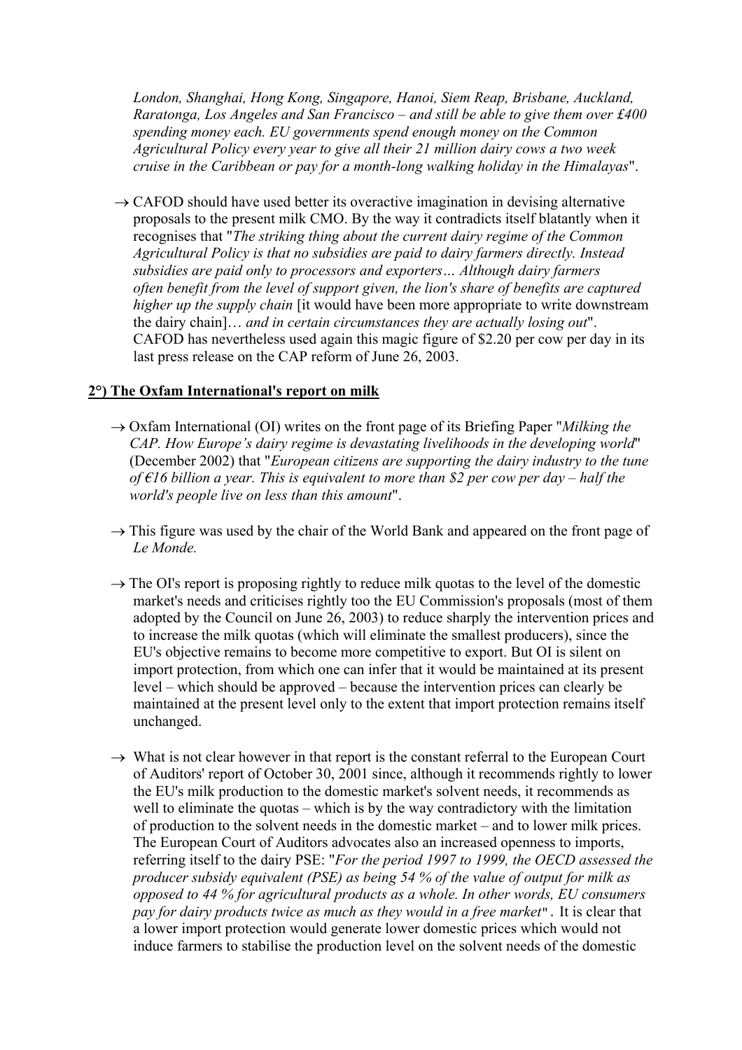*London, Shanghai, Hong Kong, Singapore, Hanoi, Siem Reap, Brisbane, Auckland, Raratonga, Los Angeles and San Francisco – and still be able to give them over £400 spending money each. EU governments spend enough money on the Common Agricultural Policy every year to give all their 21 million dairy cows a two week cruise in the Caribbean or pay for a month-long walking holiday in the Himalayas*".

→ CAFOD should have used better its overactive imagination in devising alternative proposals to the present milk CMO. By the way it contradicts itself blatantly when it recognises that "*The striking thing about the current dairy regime of the Common Agricultural Policy is that no subsidies are paid to dairy farmers directly. Instead subsidies are paid only to processors and exporters… Although dairy farmers often benefit from the level of support given, the lion's share of benefits are captured higher up the supply chain* [it would have been more appropriate to write downstream the dairy chain]… *and in certain circumstances they are actually losing out*". CAFOD has nevertheless used again this magic figure of $2.20 per cow per day in its last press release on the CAP reform of June 26, 2003.

**<u>2°) The Oxfam International's report on milk</u>**

→ Oxfam International (OI) writes on the front page of its Briefing Paper "*Milking the CAP. How Europe's dairy regime is devastating livelihoods in the developing world*" (December 2002) that "*European citizens are supporting the dairy industry to the tune of €16 billion a year. This is equivalent to more than $2 per cow per day – half the world's people live on less than this amount*".

→ This figure was used by the chair of the World Bank and appeared on the front page of *Le Monde.*

→ The OI's report is proposing rightly to reduce milk quotas to the level of the domestic market's needs and criticises rightly too the EU Commission's proposals (most of them adopted by the Council on June 26, 2003) to reduce sharply the intervention prices and to increase the milk quotas (which will eliminate the smallest producers), since the EU's objective remains to become more competitive to export. But OI is silent on import protection, from which one can infer that it would be maintained at its present level – which should be approved – because the intervention prices can clearly be maintained at the present level only to the extent that import protection remains itself unchanged.

→ What is not clear however in that report is the constant referral to the European Court of Auditors' report of October 30, 2001 since, although it recommends rightly to lower the EU's milk production to the domestic market's solvent needs, it recommends as well to eliminate the quotas – which is by the way contradictory with the limitation of production to the solvent needs in the domestic market – and to lower milk prices. The European Court of Auditors advocates also an increased openness to imports, referring itself to the dairy PSE: "*For the period 1997 to 1999, the OECD assessed the producer subsidy equivalent (PSE) as being 54 % of the value of output for milk as opposed to 44 % for agricultural products as a whole. In other words, EU consumers pay for dairy products twice as much as they would in a free market*". It is clear that a lower import protection would generate lower domestic prices which would not induce farmers to stabilise the production level on the solvent needs of the domestic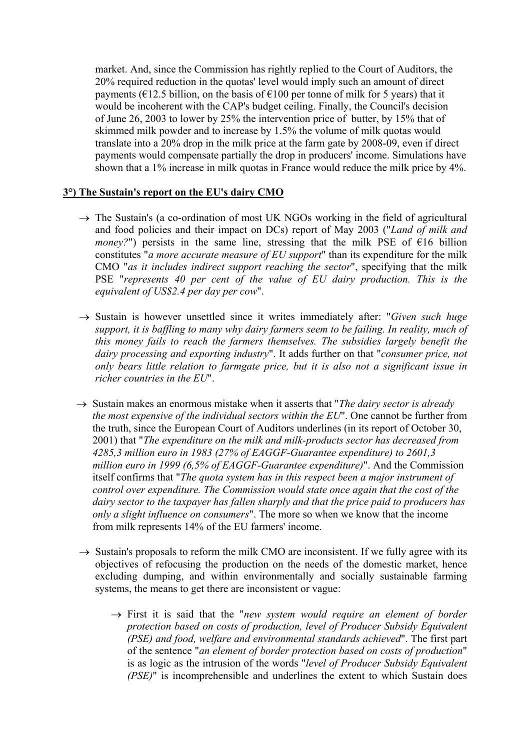market. And, since the Commission has rightly replied to the Court of Auditors, the 20% required reduction in the quotas' level would imply such an amount of direct payments (€12.5 billion, on the basis of €100 per tonne of milk for 5 years) that it would be incoherent with the CAP's budget ceiling. Finally, the Council's decision of June 26, 2003 to lower by 25% the intervention price of butter, by 15% that of skimmed milk powder and to increase by 1.5% the volume of milk quotas would translate into a 20% drop in the milk price at the farm gate by 2008-09, even if direct payments would compensate partially the drop in producers' income. Simulations have shown that a 1% increase in milk quotas in France would reduce the milk price by 4%.

**3°) The Sustain's report on the EU's dairy CMO**

→ The Sustain's (a co-ordination of most UK NGOs working in the field of agricultural and food policies and their impact on DCs) report of May 2003 ("*Land of milk and money?*") persists in the same line, stressing that the milk PSE of €16 billion constitutes "*a more accurate measure of EU support*" than its expenditure for the milk CMO "*as it includes indirect support reaching the sector*", specifying that the milk PSE "*represents 40 per cent of the value of EU dairy production. This is the equivalent of US$2.4 per day per cow*".

→ Sustain is however unsettled since it writes immediately after: "*Given such huge support, it is baffling to many why dairy farmers seem to be failing. In reality, much of this money fails to reach the farmers themselves. The subsidies largely benefit the dairy processing and exporting industry*". It adds further on that "*consumer price, not only bears little relation to farmgate price, but it is also not a significant issue in richer countries in the EU*".

→ Sustain makes an enormous mistake when it asserts that "*The dairy sector is already the most expensive of the individual sectors within the EU*". One cannot be further from the truth, since the European Court of Auditors underlines (in its report of October 30, 2001) that "*The expenditure on the milk and milk-products sector has decreased from 4285,3 million euro in 1983 (27% of EAGGF-Guarantee expenditure) to 2601,3 million euro in 1999 (6,5% of EAGGF-Guarantee expenditure)*". And the Commission itself confirms that "*The quota system has in this respect been a major instrument of control over expenditure. The Commission would state once again that the cost of the dairy sector to the taxpayer has fallen sharply and that the price paid to producers has only a slight influence on consumers*". The more so when we know that the income from milk represents 14% of the EU farmers' income.

→ Sustain's proposals to reform the milk CMO are inconsistent. If we fully agree with its objectives of refocusing the production on the needs of the domestic market, hence excluding dumping, and within environmentally and socially sustainable farming systems, the means to get there are inconsistent or vague:

  → First it is said that the "*new system would require an element of border protection based on costs of production, level of Producer Subsidy Equivalent (PSE) and food, welfare and environmental standards achieved*". The first part of the sentence "*an element of border protection based on costs of production*" is as logic as the intrusion of the words "*level of Producer Subsidy Equivalent (PSE)*" is incomprehensible and underlines the extent to which Sustain does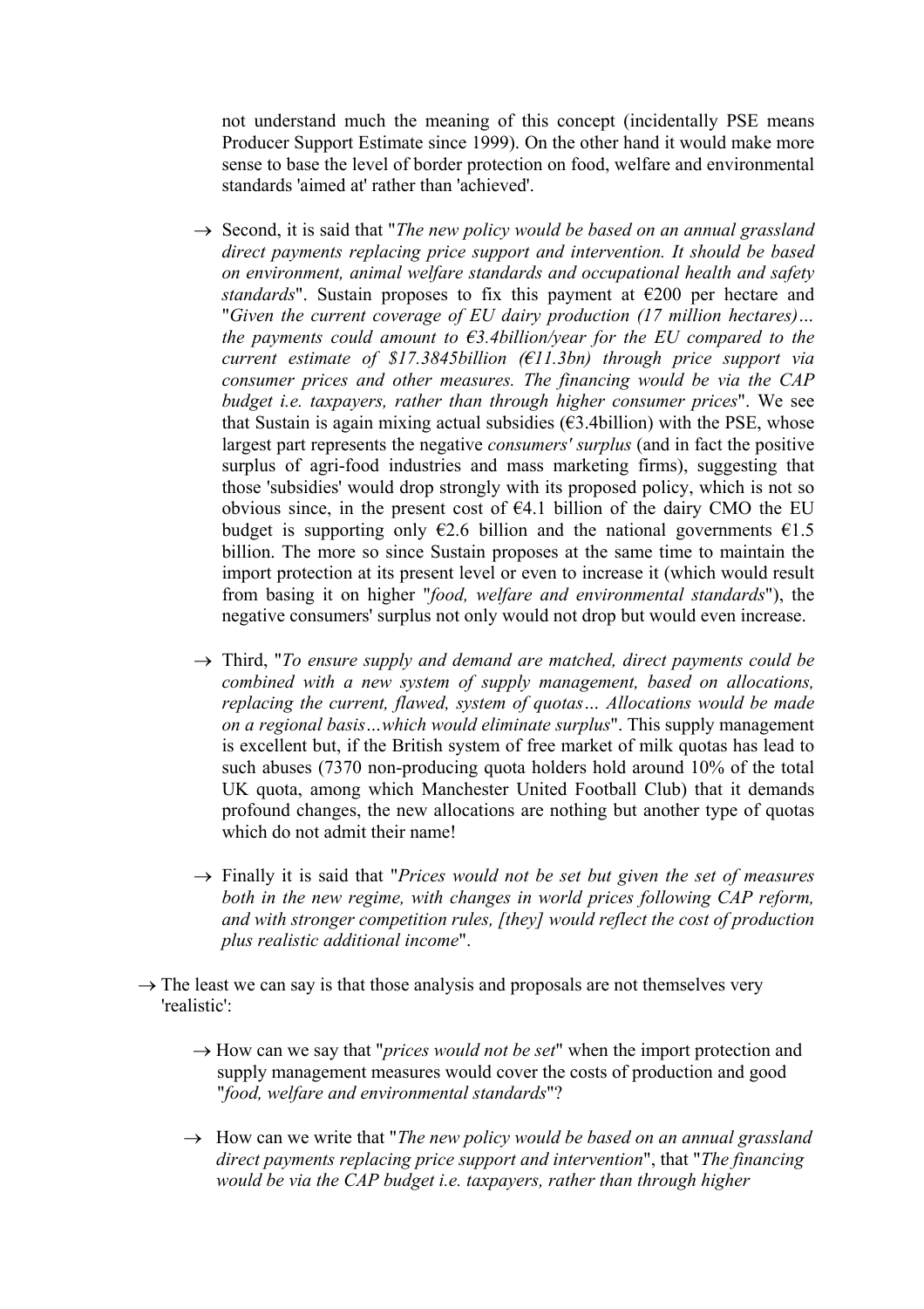not understand much the meaning of this concept (incidentally PSE means Producer Support Estimate since 1999). On the other hand it would make more sense to base the level of border protection on food, welfare and environmental standards 'aimed at' rather than 'achieved'.

→ Second, it is said that "*The new policy would be based on an annual grassland direct payments replacing price support and intervention. It should be based on environment, animal welfare standards and occupational health and safety standards*". Sustain proposes to fix this payment at €200 per hectare and "*Given the current coverage of EU dairy production (17 million hectares)… the payments could amount to €3.4billion/year for the EU compared to the current estimate of $17.3845billion (€11.3bn) through price support via consumer prices and other measures. The financing would be via the CAP budget i.e. taxpayers, rather than through higher consumer prices*". We see that Sustain is again mixing actual subsidies (€3.4billion) with the PSE, whose largest part represents the negative *consumers' surplus* (and in fact the positive surplus of agri-food industries and mass marketing firms), suggesting that those 'subsidies' would drop strongly with its proposed policy, which is not so obvious since, in the present cost of €4.1 billion of the dairy CMO the EU budget is supporting only €2.6 billion and the national governments €1.5 billion. The more so since Sustain proposes at the same time to maintain the import protection at its present level or even to increase it (which would result from basing it on higher "*food, welfare and environmental standards*"), the negative consumers' surplus not only would not drop but would even increase.

→ Third, "*To ensure supply and demand are matched, direct payments could be combined with a new system of supply management, based on allocations, replacing the current, flawed, system of quotas… Allocations would be made on a regional basis…which would eliminate surplus*". This supply management is excellent but, if the British system of free market of milk quotas has lead to such abuses (7370 non-producing quota holders hold around 10% of the total UK quota, among which Manchester United Football Club) that it demands profound changes, the new allocations are nothing but another type of quotas which do not admit their name!

→ Finally it is said that "*Prices would not be set but given the set of measures both in the new regime, with changes in world prices following CAP reform, and with stronger competition rules, [they] would reflect the cost of production plus realistic additional income*".

→ The least we can say is that those analysis and proposals are not themselves very 'realistic':

→ How can we say that "*prices would not be set*" when the import protection and supply management measures would cover the costs of production and good "*food, welfare and environmental standards*"?

→ How can we write that "*The new policy would be based on an annual grassland direct payments replacing price support and intervention*", that "*The financing would be via the CAP budget i.e. taxpayers, rather than through higher*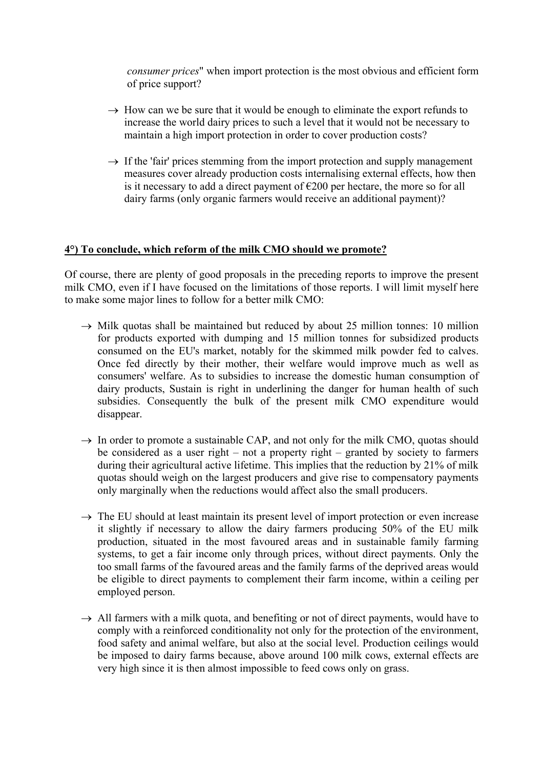*consumer prices*" when import protection is the most obvious and efficient form of price support?

→ How can we be sure that it would be enough to eliminate the export refunds to increase the world dairy prices to such a level that it would not be necessary to maintain a high import protection in order to cover production costs?

→ If the 'fair' prices stemming from the import protection and supply management measures cover already production costs internalising external effects, how then is it necessary to add a direct payment of €200 per hectare, the more so for all dairy farms (only organic farmers would receive an additional payment)?

**<u>4°) To conclude, which reform of the milk CMO should we promote?</u>**

Of course, there are plenty of good proposals in the preceding reports to improve the present milk CMO, even if I have focused on the limitations of those reports. I will limit myself here to make some major lines to follow for a better milk CMO:

→ Milk quotas shall be maintained but reduced by about 25 million tonnes: 10 million for products exported with dumping and 15 million tonnes for subsidized products consumed on the EU's market, notably for the skimmed milk powder fed to calves. Once fed directly by their mother, their welfare would improve much as well as consumers' welfare. As to subsidies to increase the domestic human consumption of dairy products, Sustain is right in underlining the danger for human health of such subsidies. Consequently the bulk of the present milk CMO expenditure would disappear.

→ In order to promote a sustainable CAP, and not only for the milk CMO, quotas should be considered as a user right – not a property right – granted by society to farmers during their agricultural active lifetime. This implies that the reduction by 21% of milk quotas should weigh on the largest producers and give rise to compensatory payments only marginally when the reductions would affect also the small producers.

→ The EU should at least maintain its present level of import protection or even increase it slightly if necessary to allow the dairy farmers producing 50% of the EU milk production, situated in the most favoured areas and in sustainable family farming systems, to get a fair income only through prices, without direct payments. Only the too small farms of the favoured areas and the family farms of the deprived areas would be eligible to direct payments to complement their farm income, within a ceiling per employed person.

→ All farmers with a milk quota, and benefiting or not of direct payments, would have to comply with a reinforced conditionality not only for the protection of the environment, food safety and animal welfare, but also at the social level. Production ceilings would be imposed to dairy farms because, above around 100 milk cows, external effects are very high since it is then almost impossible to feed cows only on grass.